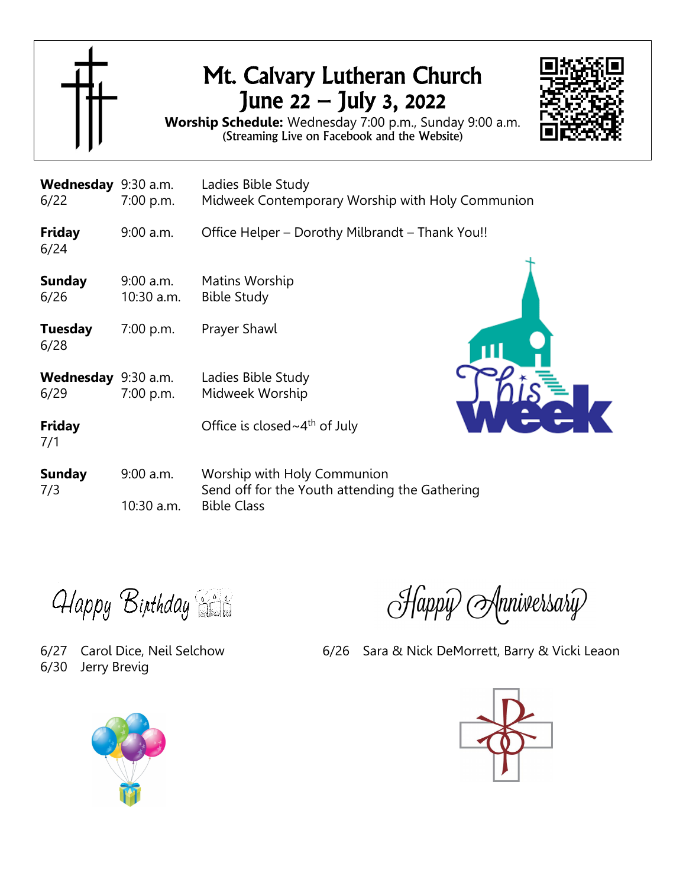# Mt. Calvary Lutheran Church
## June 22 – July 3, 2022

**Worship Schedule:** Wednesday 7:00 p.m., Sunday 9:00 a.m.
(Streaming Live on Facebook and the Website)

| | | |
|---|---|---|
| **Wednesday** 6/22 | 9:30 a.m.<br>7:00 p.m. | Ladies Bible Study<br>Midweek Contemporary Worship with Holy Communion |
| **Friday** 6/24 | 9:00 a.m. | Office Helper – Dorothy Milbrandt – Thank You!! |
| **Sunday** 6/26 | 9:00 a.m.<br>10:30 a.m. | Matins Worship<br>Bible Study |
| **Tuesday** 6/28 | 7:00 p.m. | Prayer Shawl |
| **Wednesday** 6/29 | 9:30 a.m.<br>7:00 p.m. | Ladies Bible Study<br>Midweek Worship |
| **Friday** 7/1 | | Office is closed~4th of July |
| **Sunday** 7/3 | 9:00 a.m.<br><br>10:30 a.m. | Worship with Holy Communion<br>Send off for the Youth attending the Gathering<br>Bible Class |

## Happy Birthday

6/27 Carol Dice, Neil Selchow
6/30 Jerry Brevig

## Happy Anniversary

6/26 Sara & Nick DeMorrett, Barry & Vicki Leaon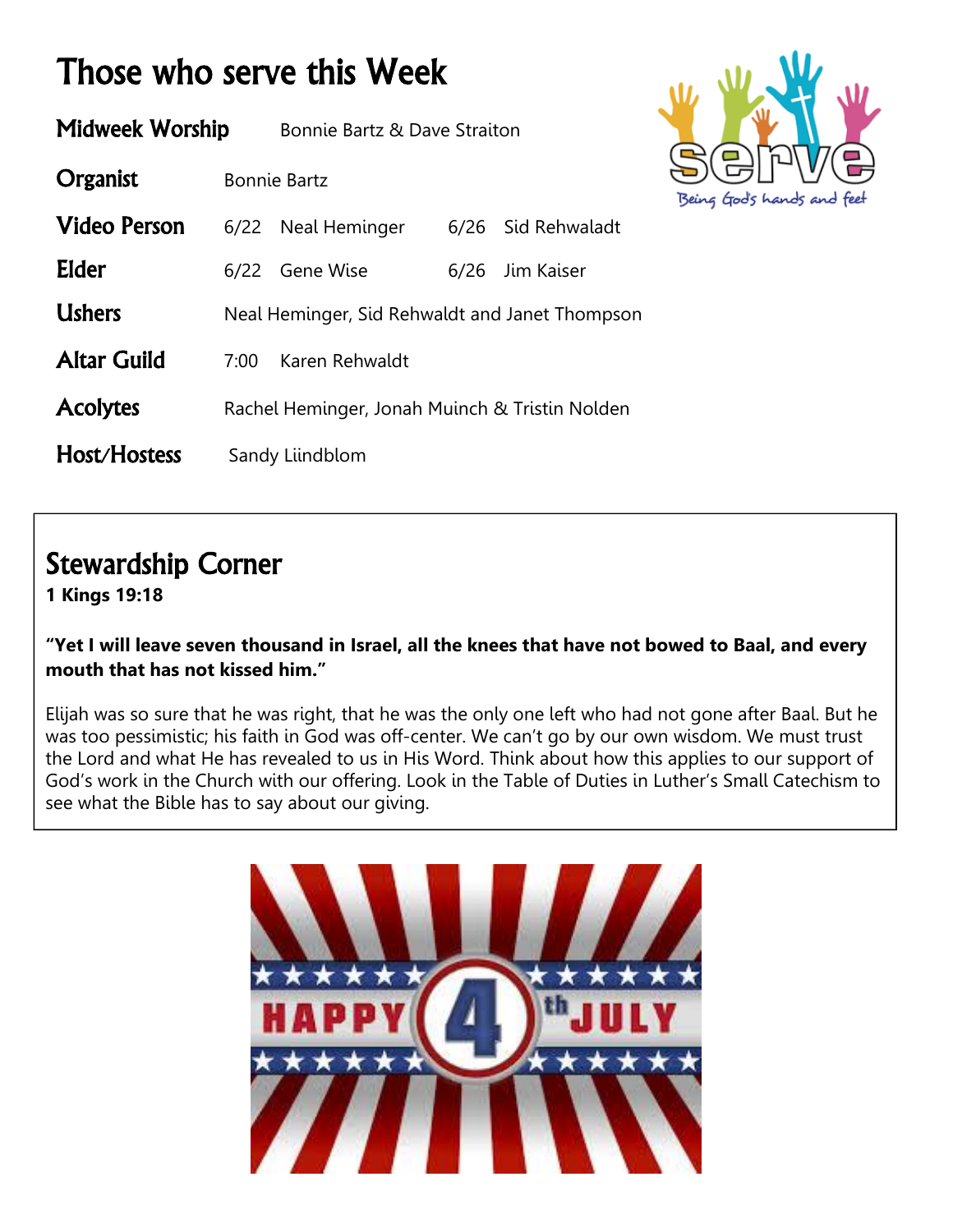# Those who serve this Week

| | | |
|---|---|---|
| **Midweek Worship** | Bonnie Bartz & Dave Straiton | |
| **Organist** | Bonnie Bartz | |
| **Video Person** | 6/22 Neal Heminger | 6/26 Sid Rehwaladt |
| **Elder** | 6/22 Gene Wise | 6/26 Jim Kaiser |
| **Ushers** | Neal Heminger, Sid Rehwaldt and Janet Thompson | |
| **Altar Guild** | 7:00 Karen Rehwaldt | |
| **Acolytes** | Rachel Heminger, Jonah Muinch & Tristin Nolden | |
| **Host/Hostess** | Sandy Liindblom | |

## Stewardship Corner

**1 Kings 19:18**

**"Yet I will leave seven thousand in Israel, all the knees that have not bowed to Baal, and every mouth that has not kissed him."**

Elijah was so sure that he was right, that he was the only one left who had not gone after Baal. But he was too pessimistic; his faith in God was off-center. We can't go by our own wisdom. We must trust the Lord and what He has revealed to us in His Word. Think about how this applies to our support of God's work in the Church with our offering. Look in the Table of Duties in Luther's Small Catechism to see what the Bible has to say about our giving.